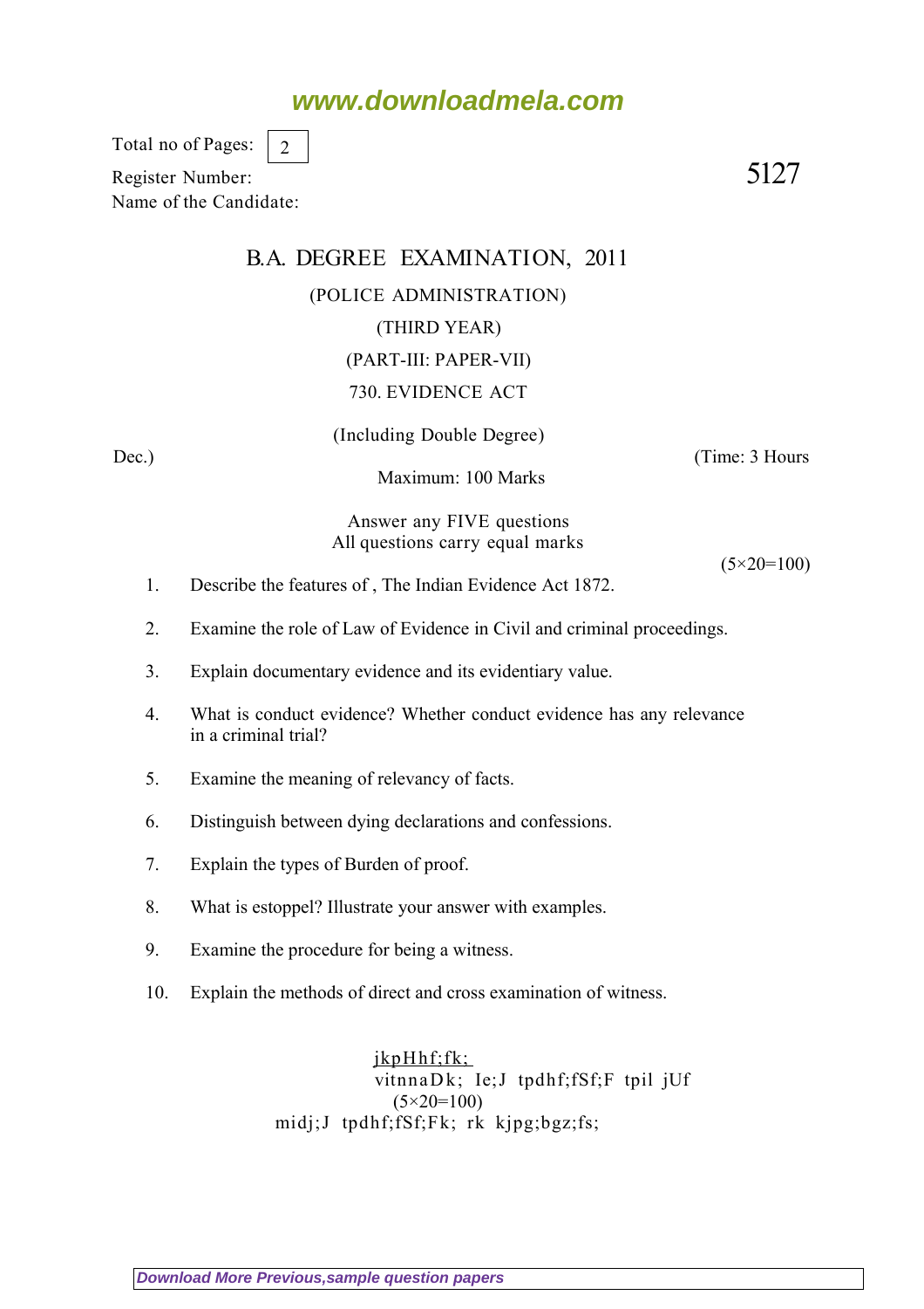www.downloadmela.com

Total no of Pages: 2

Register Number:

Name of the Candidate:

5127

# B.A. DEGREE EXAMINATION, 2011

(POLICE ADMINISTRATION)

(THIRD YEAR)

(PART-III: PAPER-VII)

730. EVIDENCE ACT

(Including Double Degree)

Dec.) (Time: 3 Hours

Maximum: 100 Marks

Answer any FIVE questions
All questions carry equal marks

(5×20=100)

1. Describe the features of , The Indian Evidence Act 1872.
2. Examine the role of Law of Evidence in Civil and criminal proceedings.
3. Explain documentary evidence and its evidentiary value.
4. What is conduct evidence? Whether conduct evidence has any relevance in a criminal trial?
5. Examine the meaning of relevancy of facts.
6. Distinguish between dying declarations and confessions.
7. Explain the types of Burden of proof.
8. What is estoppel? Illustrate your answer with examples.
9. Examine the procedure for being a witness.
10. Explain the methods of direct and cross examination of witness.

jkpHhf;fk;

vitnnaDk; Ie;J tpdhf;fSf;F tpil jUf

(5×20=100)

midj;J tpdhf;fSf;Fk; rk kjpg;bgz;fs;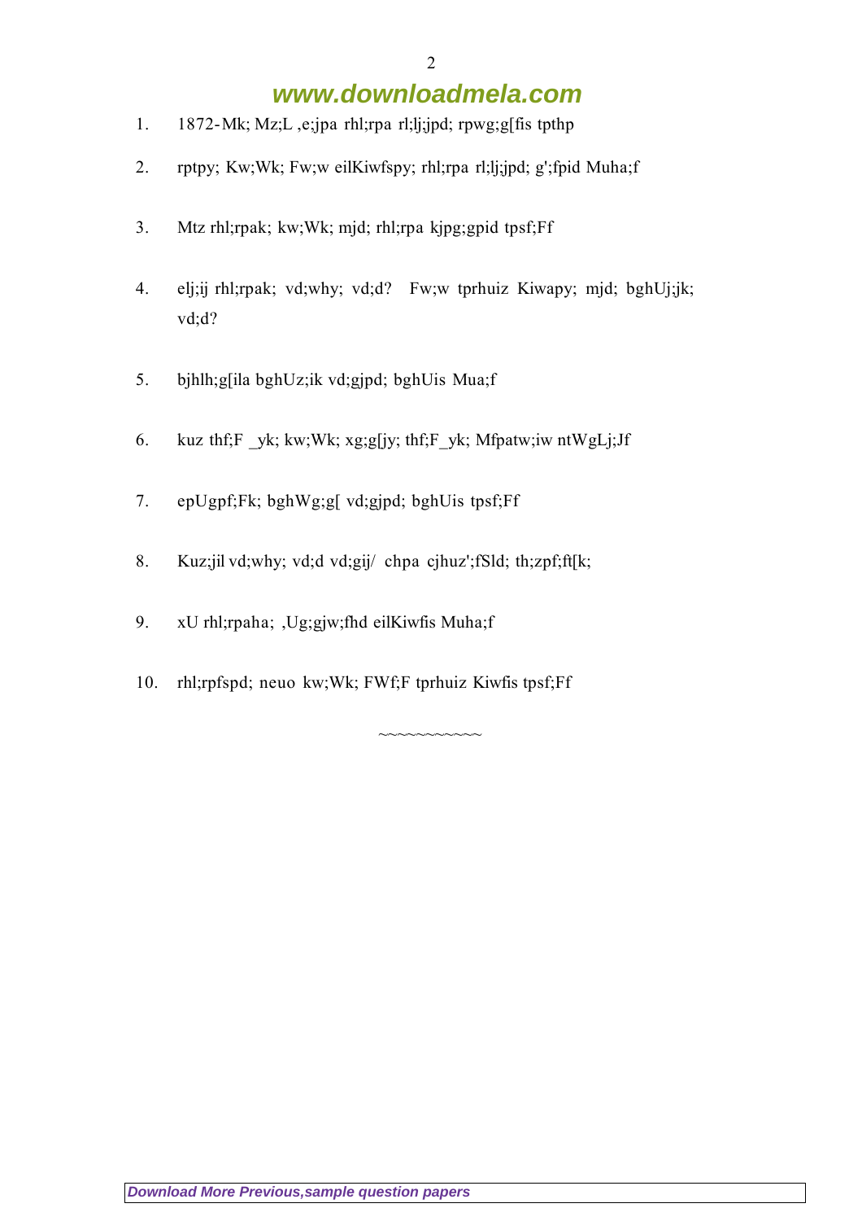1. 1872-Mk; Mz;L ,e;jpa rhl;rpa rl;lj;jpd; rpwg;g[fis tpthp

2. rptpy; Kw;Wk; Fw;w eilKiwfspy; rhl;rpa rl;lj;jpd; g';fpid Muha;f

3. Mtz rhl;rpak; kw;Wk; mjd; rhl;rpa kjpg;gpid tpsf;Ff

4. elj;ij rhl;rpak; vd;why; vd;d? Fw;w tprhuiz Kiwapy; mjd; bghUj;jk; vd;d?

5. bjhlh;g[ila bghUz;ik vd;gjpd; bghUis Mua;f

6. kuz thf;F _yk; kw;Wk; xg;g[jy; thf;F_yk; Mfpatw;iw ntWgLj;Jf

7. epUgpf;Fk; bghWg;g[ vd;gjpd; bghUis tpsf;Ff

8. Kuz;jil vd;why; vd;d vd;gij/ chpa cjhuz';fSld; th;zpf;ft[k;

9. xU rhl;rpaha; ,Ug;gjw;fhd eilKiwfis Muha;f

10. rhl;rpfspd; neuo kw;Wk; FWf;F tprhuiz Kiwfis tpsf;Ff

~~~~~~~~~~~